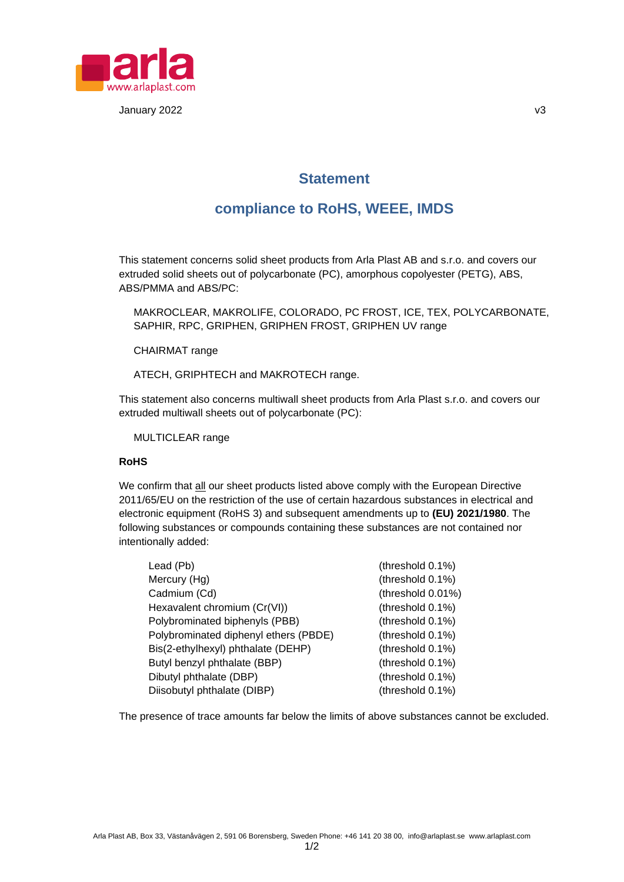January 2022 v3

# Statement

## compliance to RoHS, WEEE, IMDS

This statement concerns solid sheet products from Arla Plast AB and s.r.o. and covers our extruded solid sheets out of polycarbonate (PC), amorphous copolyester (PETG), ABS, ABS/PMMA and ABS/PC:

MAKROCLEAR, MAKROLIFE, COLORADO, PC FROST, ICE, TEX, POLYCARBONATE, SAPHIR, RPC, GRIPHEN, GRIPHEN FROST, GRIPHEN UV range

CHAIRMAT range

ATECH, GRIPHTECH and MAKROTECH range.

This statement also concerns multiwall sheet products from Arla Plast s.r.o. and covers our extruded multiwall sheets out of polycarbonate (PC):

MULTICLEAR range

**RoHS**

We confirm that all our sheet products listed above comply with the European Directive 2011/65/EU on the restriction of the use of certain hazardous substances in electrical and electronic equipment (RoHS 3) and subsequent amendments up to **(EU) 2021/1980**. The following substances or compounds containing these substances are not contained nor intentionally added:

| | |
|---|---|
| Lead (Pb) | (threshold 0.1%) |
| Mercury (Hg) | (threshold 0.1%) |
| Cadmium (Cd) | (threshold 0.01%) |
| Hexavalent chromium (Cr(VI)) | (threshold 0.1%) |
| Polybrominated biphenyls (PBB) | (threshold 0.1%) |
| Polybrominated diphenyl ethers (PBDE) | (threshold 0.1%) |
| Bis(2-ethylhexyl) phthalate (DEHP) | (threshold 0.1%) |
| Butyl benzyl phthalate (BBP) | (threshold 0.1%) |
| Dibutyl phthalate (DBP) | (threshold 0.1%) |
| Diisobutyl phthalate (DIBP) | (threshold 0.1%) |

The presence of trace amounts far below the limits of above substances cannot be excluded.

Arla Plast AB, Box 33, Västanåvägen 2, 591 06 Borensberg, Sweden Phone: +46 141 20 38 00, info@arlaplast.se www.arlaplast.com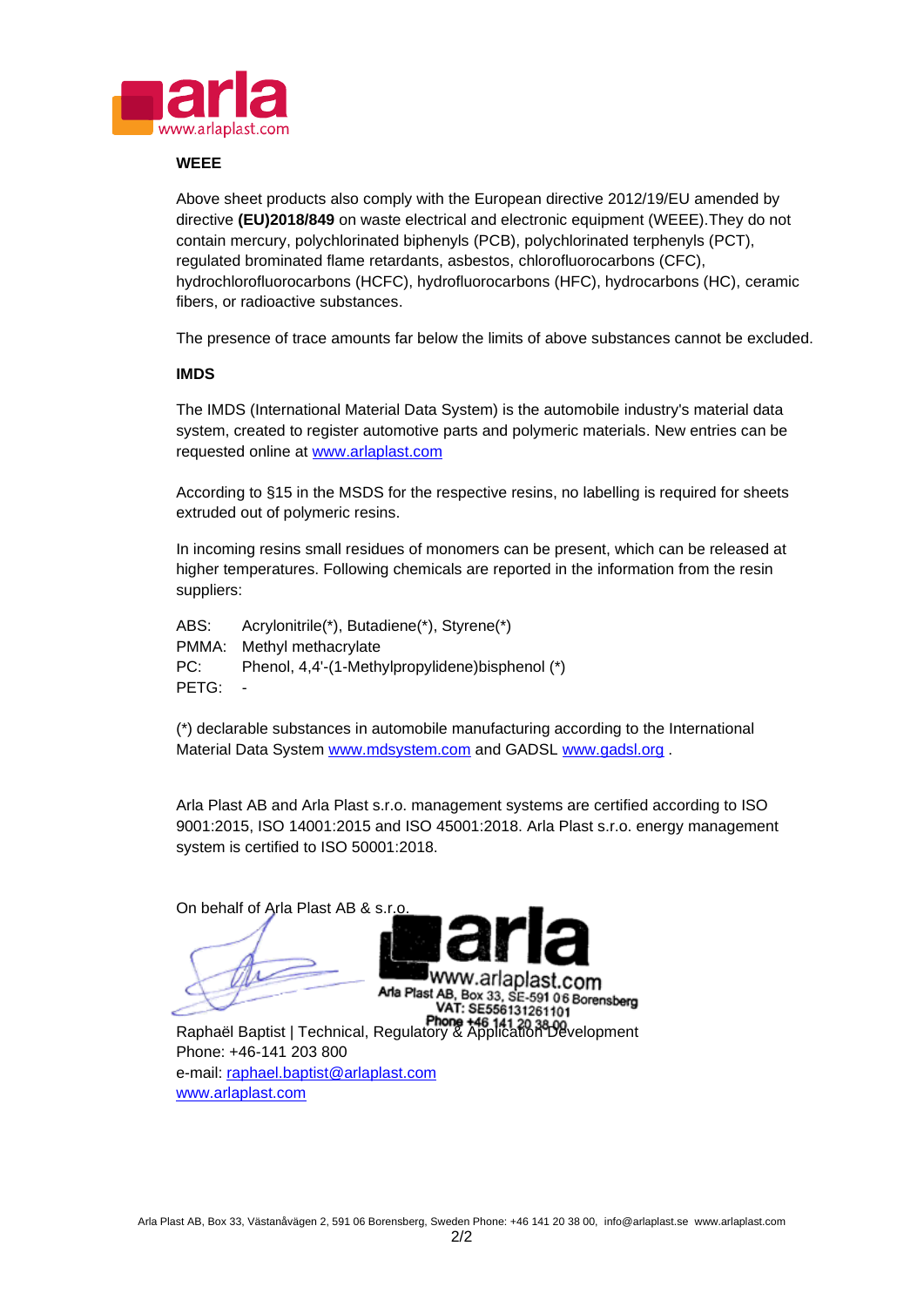**WEEE**

Above sheet products also comply with the European directive 2012/19/EU amended by directive **(EU)2018/849** on waste electrical and electronic equipment (WEEE).They do not contain mercury, polychlorinated biphenyls (PCB), polychlorinated terphenyls (PCT), regulated brominated flame retardants, asbestos, chlorofluorocarbons (CFC), hydrochlorofluorocarbons (HCFC), hydrofluorocarbons (HFC), hydrocarbons (HC), ceramic fibers, or radioactive substances.

The presence of trace amounts far below the limits of above substances cannot be excluded.

**IMDS**

The IMDS (International Material Data System) is the automobile industry's material data system, created to register automotive parts and polymeric materials. New entries can be requested online at www.arlaplast.com

According to §15 in the MSDS for the respective resins, no labelling is required for sheets extruded out of polymeric resins.

In incoming resins small residues of monomers can be present, which can be released at higher temperatures. Following chemicals are reported in the information from the resin suppliers:

ABS: Acrylonitrile(*), Butadiene(*), Styrene(*)
PMMA: Methyl methacrylate
PC: Phenol, 4,4'-(1-Methylpropylidene)bisphenol (*)
PETG: -

(*) declarable substances in automobile manufacturing according to the International Material Data System www.mdsystem.com and GADSL www.gadsl.org .

Arla Plast AB and Arla Plast s.r.o. management systems are certified according to ISO 9001:2015, ISO 14001:2015 and ISO 45001:2018. Arla Plast s.r.o. energy management system is certified to ISO 50001:2018.

On behalf of Arla Plast AB & s.r.o.

arla
www.arlaplast.com
Arla Plast AB, Box 33, SE-591 06 Borensberg
VAT: SE556131261101
Phone +46 141 20 38 00

Raphaël Baptist | Technical, Regulatory & Application Development
Phone: +46-141 203 800
e-mail: raphael.baptist@arlaplast.com
www.arlaplast.com